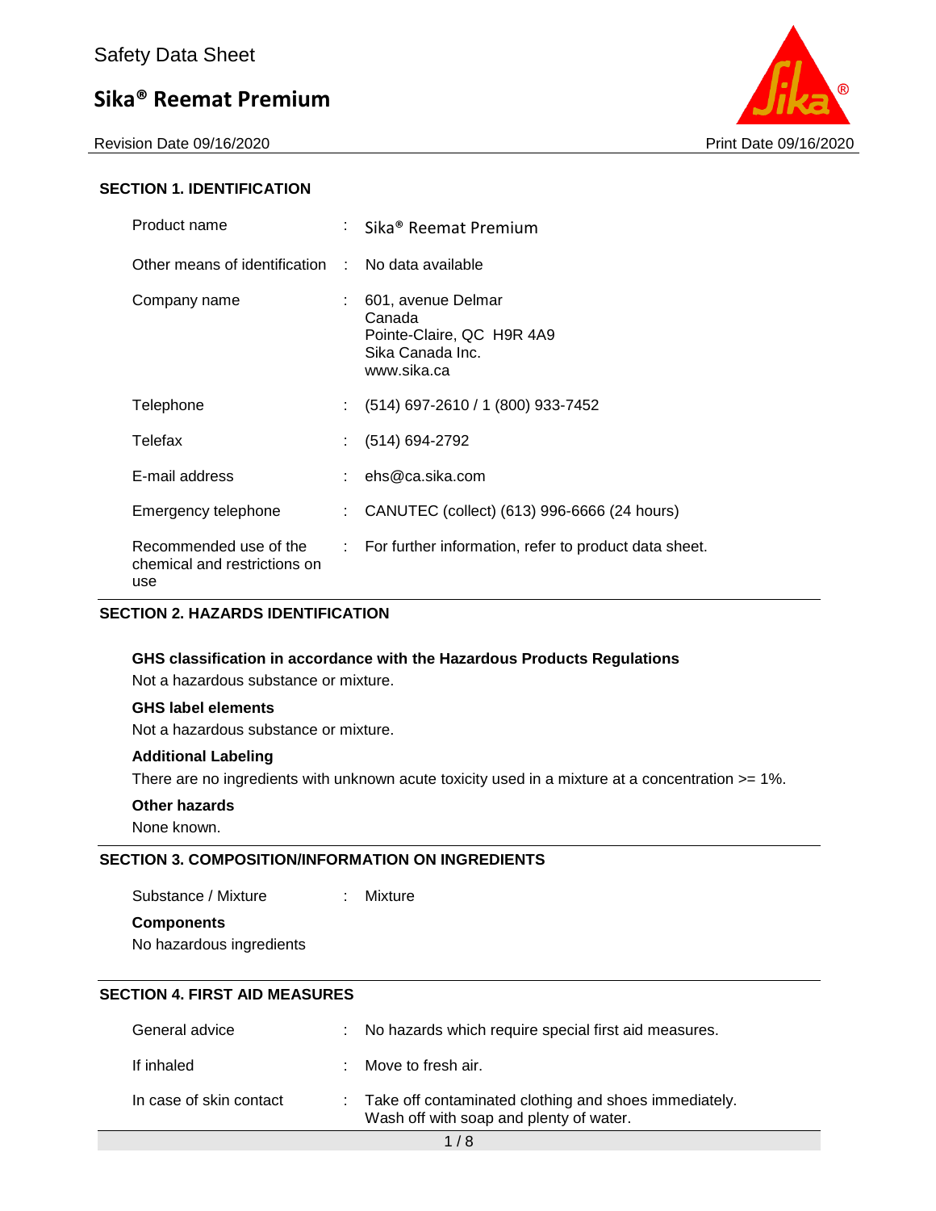Safety Data Sheet

# Sika® Reemat Premium

Revision Date 09/16/2020 Print Date 09/16/2020

## SECTION 1. IDENTIFICATION

| | | |
|---|---|---|
| Product name | : | Sika® Reemat Premium |
| Other means of identification | : | No data available |
| Company name | : | 601, avenue Delmar<br>Canada<br>Pointe-Claire, QC H9R 4A9<br>Sika Canada Inc.<br>www.sika.ca |
| Telephone | : | (514) 697-2610 / 1 (800) 933-7452 |
| Telefax | : | (514) 694-2792 |
| E-mail address | : | ehs@ca.sika.com |
| Emergency telephone | : | CANUTEC (collect) (613) 996-6666 (24 hours) |
| Recommended use of the chemical and restrictions on use | : | For further information, refer to product data sheet. |

## SECTION 2. HAZARDS IDENTIFICATION

**GHS classification in accordance with the Hazardous Products Regulations**

Not a hazardous substance or mixture.

**GHS label elements**

Not a hazardous substance or mixture.

**Additional Labeling**

There are no ingredients with unknown acute toxicity used in a mixture at a concentration >= 1%.

**Other hazards**

None known.

## SECTION 3. COMPOSITION/INFORMATION ON INGREDIENTS

Substance / Mixture : Mixture

**Components**

No hazardous ingredients

## SECTION 4. FIRST AID MEASURES

| | | |
|---|---|---|
| General advice | : | No hazards which require special first aid measures. |
| If inhaled | : | Move to fresh air. |
| In case of skin contact | : | Take off contaminated clothing and shoes immediately.<br>Wash off with soap and plenty of water. |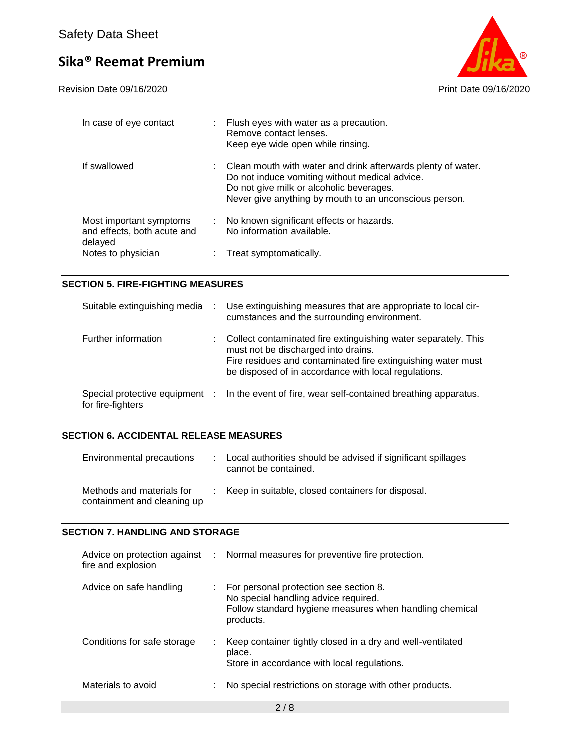| | | |
|---|---|---|
| In case of eye contact | : | Flush eyes with water as a precaution.<br>Remove contact lenses.<br>Keep eye wide open while rinsing. |
| If swallowed | : | Clean mouth with water and drink afterwards plenty of water.<br>Do not induce vomiting without medical advice.<br>Do not give milk or alcoholic beverages.<br>Never give anything by mouth to an unconscious person. |
| Most important symptoms and effects, both acute and delayed | : | No known significant effects or hazards.<br>No information available. |
| Notes to physician | : | Treat symptomatically. |

## SECTION 5. FIRE-FIGHTING MEASURES

| | | |
|---|---|---|
| Suitable extinguishing media | : | Use extinguishing measures that are appropriate to local circumstances and the surrounding environment. |
| Further information | : | Collect contaminated fire extinguishing water separately. This must not be discharged into drains.<br>Fire residues and contaminated fire extinguishing water must be disposed of in accordance with local regulations. |
| Special protective equipment for fire-fighters | : | In the event of fire, wear self-contained breathing apparatus. |

## SECTION 6. ACCIDENTAL RELEASE MEASURES

| | | |
|---|---|---|
| Environmental precautions | : | Local authorities should be advised if significant spillages cannot be contained. |
| Methods and materials for containment and cleaning up | : | Keep in suitable, closed containers for disposal. |

## SECTION 7. HANDLING AND STORAGE

| | | |
|---|---|---|
| Advice on protection against fire and explosion | : | Normal measures for preventive fire protection. |
| Advice on safe handling | : | For personal protection see section 8.<br>No special handling advice required.<br>Follow standard hygiene measures when handling chemical products. |
| Conditions for safe storage | : | Keep container tightly closed in a dry and well-ventilated place.<br>Store in accordance with local regulations. |
| Materials to avoid | : | No special restrictions on storage with other products. |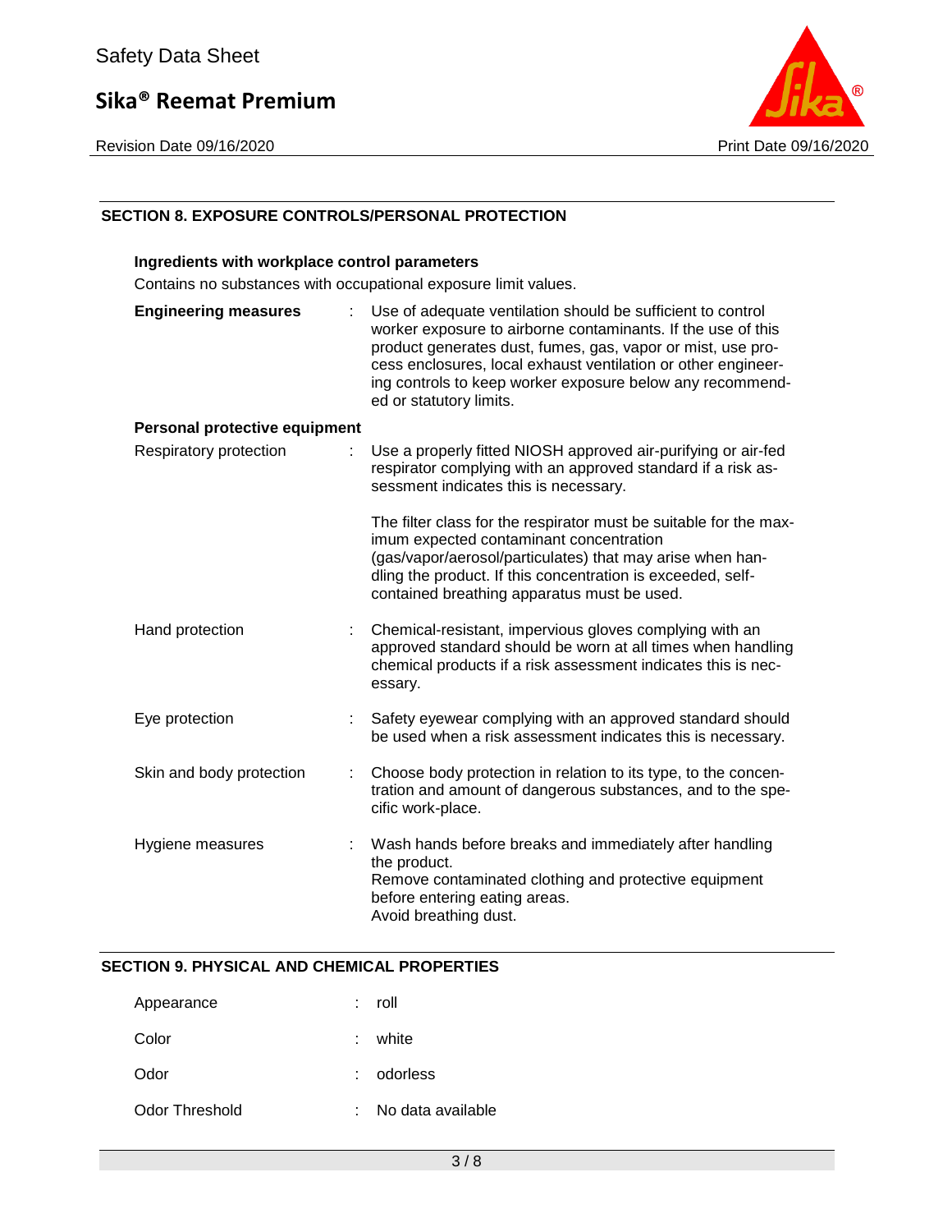## SECTION 8. EXPOSURE CONTROLS/PERSONAL PROTECTION

### Ingredients with workplace control parameters

Contains no substances with occupational exposure limit values.

**Engineering measures** : Use of adequate ventilation should be sufficient to control worker exposure to airborne contaminants. If the use of this product generates dust, fumes, gas, vapor or mist, use process enclosures, local exhaust ventilation or other engineering controls to keep worker exposure below any recommended or statutory limits.

### Personal protective equipment

Respiratory protection : Use a properly fitted NIOSH approved air-purifying or air-fed respirator complying with an approved standard if a risk assessment indicates this is necessary.

The filter class for the respirator must be suitable for the maximum expected contaminant concentration (gas/vapor/aerosol/particulates) that may arise when handling the product. If this concentration is exceeded, self-contained breathing apparatus must be used.

Hand protection : Chemical-resistant, impervious gloves complying with an approved standard should be worn at all times when handling chemical products if a risk assessment indicates this is necessary.

Eye protection : Safety eyewear complying with an approved standard should be used when a risk assessment indicates this is necessary.

Skin and body protection : Choose body protection in relation to its type, to the concentration and amount of dangerous substances, and to the specific work-place.

Hygiene measures : Wash hands before breaks and immediately after handling the product.
Remove contaminated clothing and protective equipment before entering eating areas.
Avoid breathing dust.

## SECTION 9. PHYSICAL AND CHEMICAL PROPERTIES

Appearance : roll

Color : white

Odor : odorless

Odor Threshold : No data available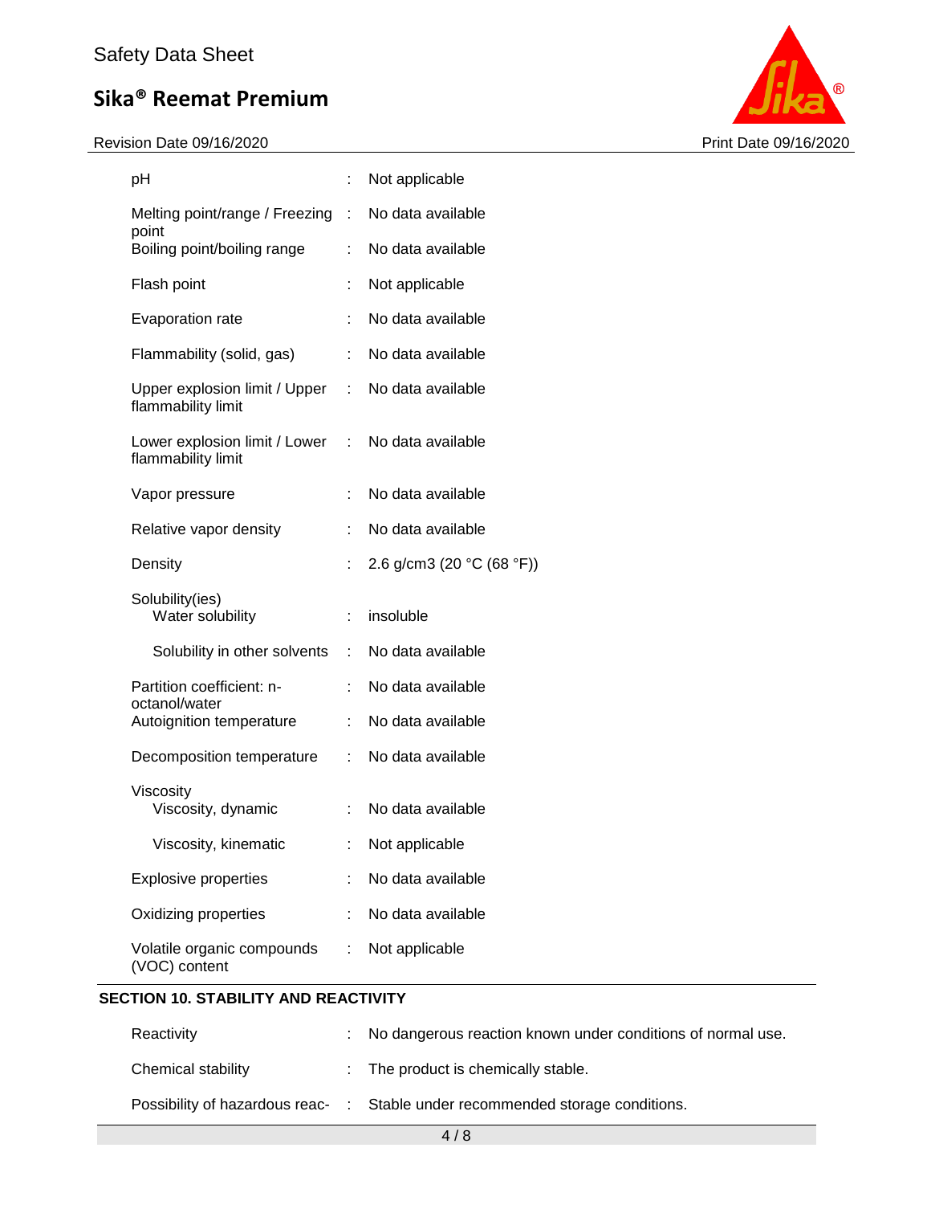| | | |
|---|---|---|
| pH | : | Not applicable |
| Melting point/range / Freezing point | : | No data available |
| Boiling point/boiling range | : | No data available |
| Flash point | : | Not applicable |
| Evaporation rate | : | No data available |
| Flammability (solid, gas) | : | No data available |
| Upper explosion limit / Upper flammability limit | : | No data available |
| Lower explosion limit / Lower flammability limit | : | No data available |
| Vapor pressure | : | No data available |
| Relative vapor density | : | No data available |
| Density | : | 2.6 g/cm3 (20 °C (68 °F)) |
| Solubility(ies)<br>Water solubility | : | insoluble |
| Solubility in other solvents | : | No data available |
| Partition coefficient: n-octanol/water | : | No data available |
| Autoignition temperature | : | No data available |
| Decomposition temperature | : | No data available |
| Viscosity<br>Viscosity, dynamic | : | No data available |
| Viscosity, kinematic | : | Not applicable |
| Explosive properties | : | No data available |
| Oxidizing properties | : | No data available |
| Volatile organic compounds (VOC) content | : | Not applicable |

## SECTION 10. STABILITY AND REACTIVITY

| | | |
|---|---|---|
| Reactivity | : | No dangerous reaction known under conditions of normal use. |
| Chemical stability | : | The product is chemically stable. |
| Possibility of hazardous reac- | : | Stable under recommended storage conditions. |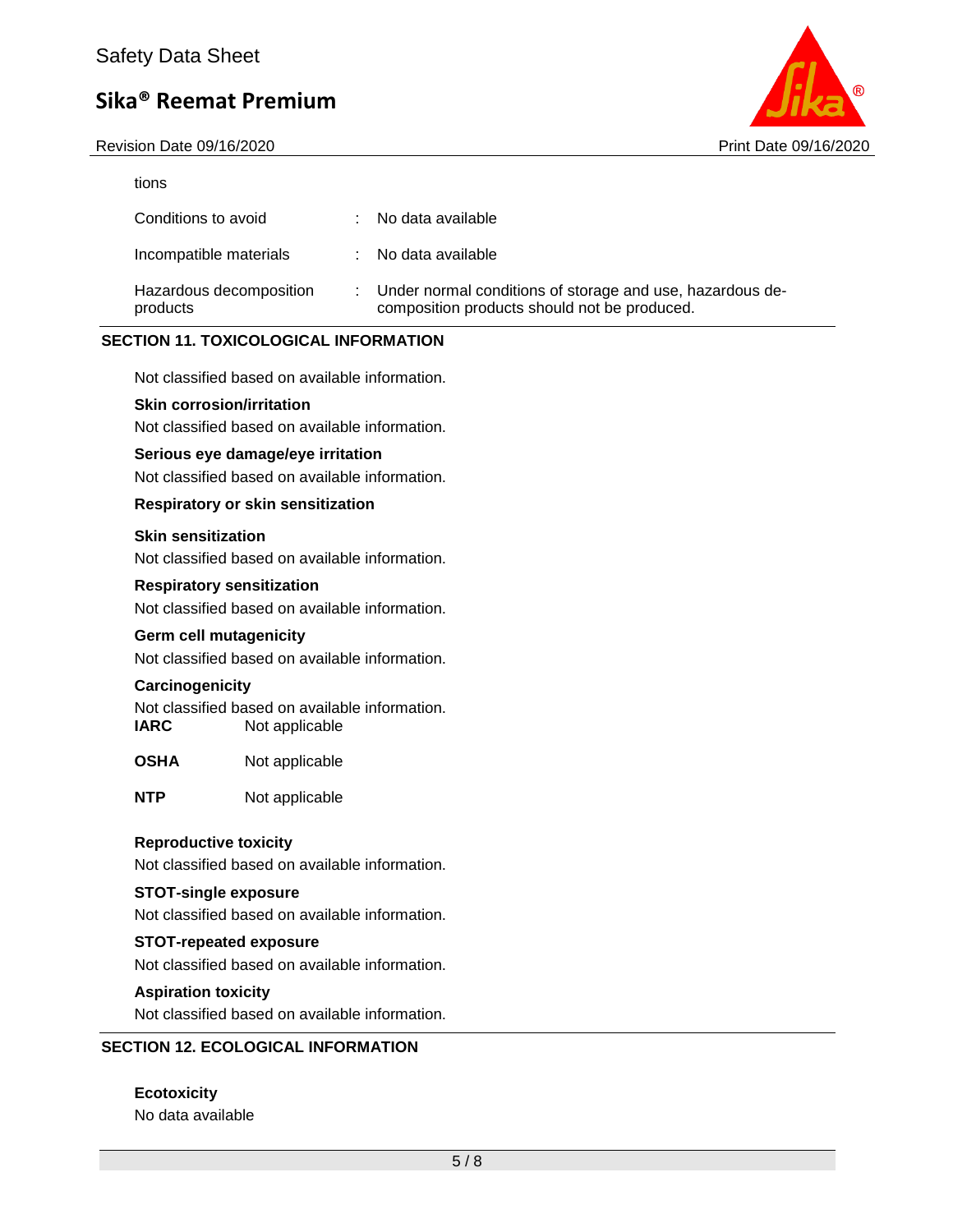tions

| | | |
|---|---|---|
| Conditions to avoid | : | No data available |
| Incompatible materials | : | No data available |
| Hazardous decomposition products | : | Under normal conditions of storage and use, hazardous decomposition products should not be produced. |

## SECTION 11. TOXICOLOGICAL INFORMATION

Not classified based on available information.

**Skin corrosion/irritation**
Not classified based on available information.

**Serious eye damage/eye irritation**
Not classified based on available information.

**Respiratory or skin sensitization**

**Skin sensitization**
Not classified based on available information.

**Respiratory sensitization**
Not classified based on available information.

**Germ cell mutagenicity**
Not classified based on available information.

**Carcinogenicity**
Not classified based on available information.

| | |
|---|---|
| **IARC** | Not applicable |
| **OSHA** | Not applicable |
| **NTP** | Not applicable |

**Reproductive toxicity**
Not classified based on available information.

**STOT-single exposure**
Not classified based on available information.

**STOT-repeated exposure**
Not classified based on available information.

**Aspiration toxicity**
Not classified based on available information.

## SECTION 12. ECOLOGICAL INFORMATION

**Ecotoxicity**
No data available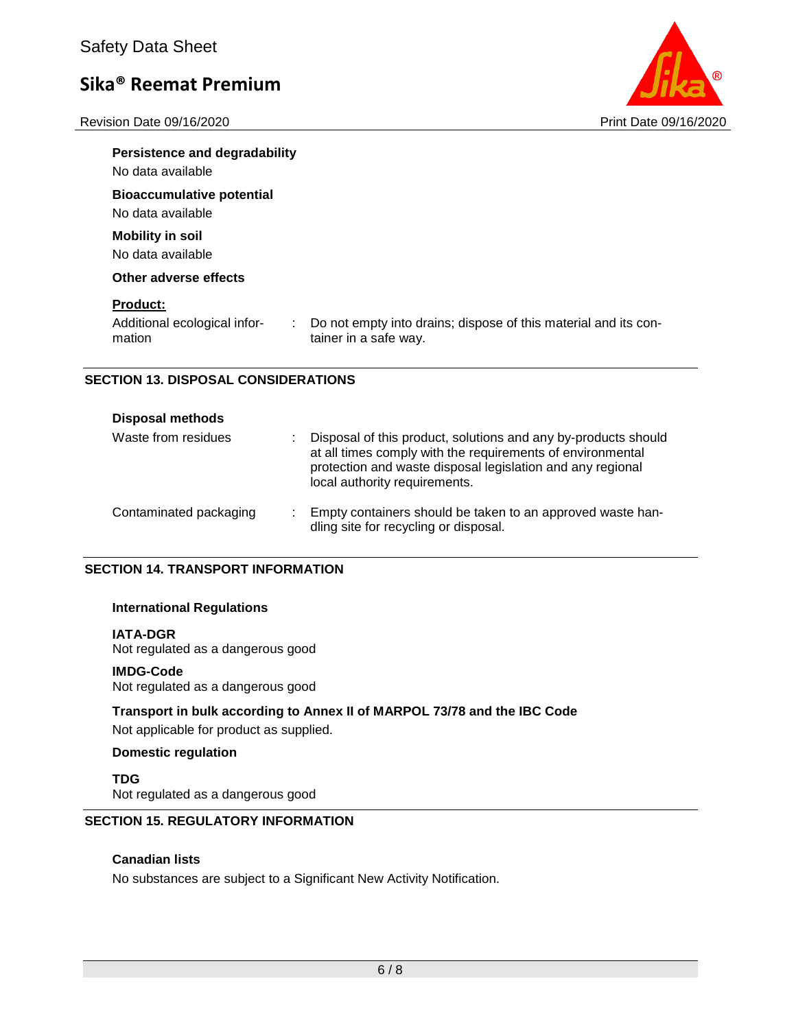**Persistence and degradability**

No data available

**Bioaccumulative potential**

No data available

**Mobility in soil**

No data available

**Other adverse effects**

**Product:**

| | |
|---|---|
| Additional ecological information | : Do not empty into drains; dispose of this material and its container in a safe way. |

## SECTION 13. DISPOSAL CONSIDERATIONS

**Disposal methods**

| | |
|---|---|
| Waste from residues | : Disposal of this product, solutions and any by-products should at all times comply with the requirements of environmental protection and waste disposal legislation and any regional local authority requirements. |
| Contaminated packaging | : Empty containers should be taken to an approved waste handling site for recycling or disposal. |

## SECTION 14. TRANSPORT INFORMATION

**International Regulations**

**IATA-DGR**
Not regulated as a dangerous good

**IMDG-Code**
Not regulated as a dangerous good

**Transport in bulk according to Annex II of MARPOL 73/78 and the IBC Code**

Not applicable for product as supplied.

**Domestic regulation**

**TDG**
Not regulated as a dangerous good

## SECTION 15. REGULATORY INFORMATION

**Canadian lists**

No substances are subject to a Significant New Activity Notification.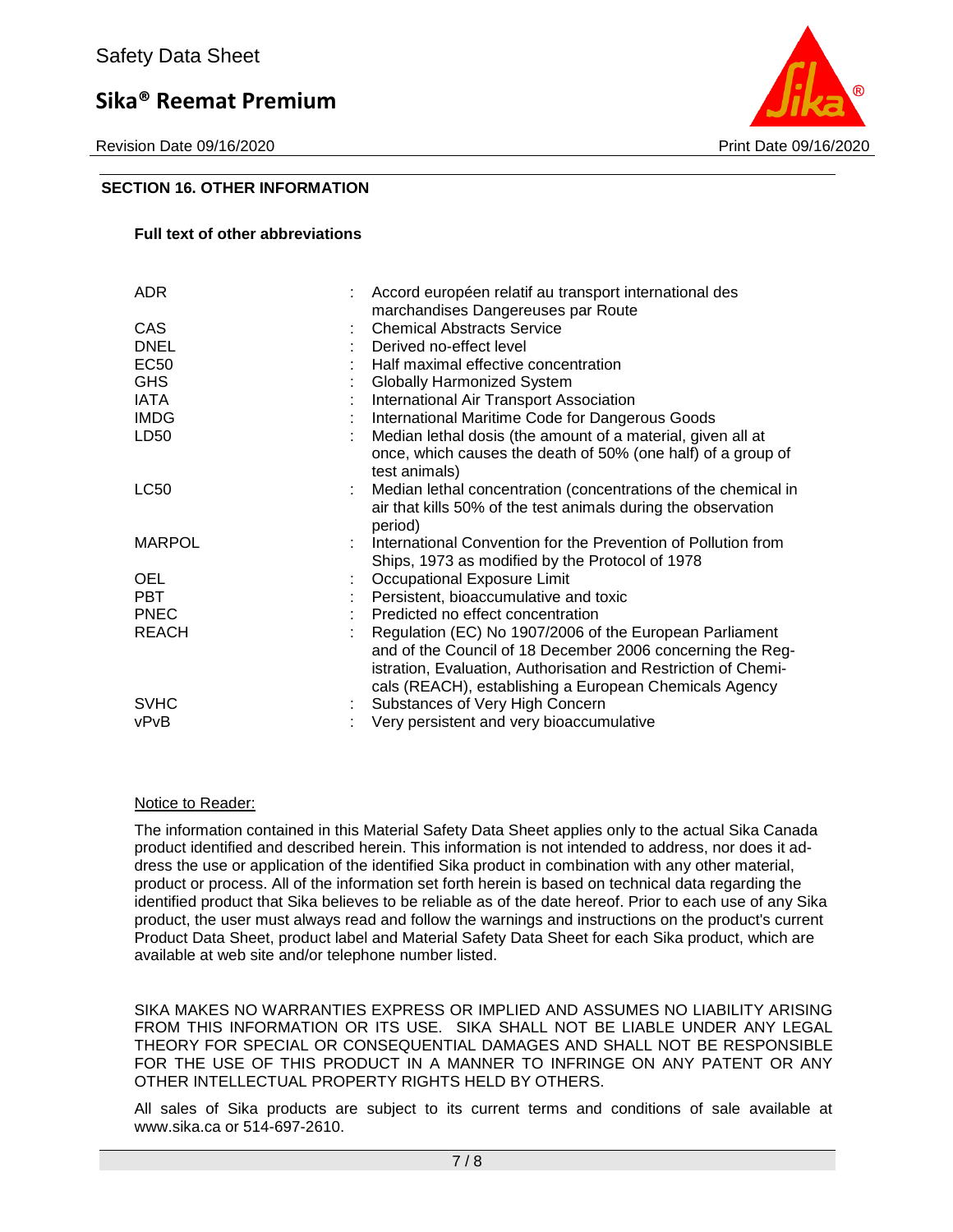## SECTION 16. OTHER INFORMATION

### Full text of other abbreviations

| | | |
|---|---|---|
| ADR | : | Accord européen relatif au transport international des marchandises Dangereuses par Route |
| CAS | : | Chemical Abstracts Service |
| DNEL | : | Derived no-effect level |
| EC50 | : | Half maximal effective concentration |
| GHS | : | Globally Harmonized System |
| IATA | : | International Air Transport Association |
| IMDG | : | International Maritime Code for Dangerous Goods |
| LD50 | : | Median lethal dosis (the amount of a material, given all at once, which causes the death of 50% (one half) of a group of test animals) |
| LC50 | : | Median lethal concentration (concentrations of the chemical in air that kills 50% of the test animals during the observation period) |
| MARPOL | : | International Convention for the Prevention of Pollution from Ships, 1973 as modified by the Protocol of 1978 |
| OEL | : | Occupational Exposure Limit |
| PBT | : | Persistent, bioaccumulative and toxic |
| PNEC | : | Predicted no effect concentration |
| REACH | : | Regulation (EC) No 1907/2006 of the European Parliament and of the Council of 18 December 2006 concerning the Registration, Evaluation, Authorisation and Restriction of Chemicals (REACH), establishing a European Chemicals Agency |
| SVHC | : | Substances of Very High Concern |
| vPvB | : | Very persistent and very bioaccumulative |

Notice to Reader:

The information contained in this Material Safety Data Sheet applies only to the actual Sika Canada product identified and described herein. This information is not intended to address, nor does it address the use or application of the identified Sika product in combination with any other material, product or process. All of the information set forth herein is based on technical data regarding the identified product that Sika believes to be reliable as of the date hereof. Prior to each use of any Sika product, the user must always read and follow the warnings and instructions on the product's current Product Data Sheet, product label and Material Safety Data Sheet for each Sika product, which are available at web site and/or telephone number listed.

SIKA MAKES NO WARRANTIES EXPRESS OR IMPLIED AND ASSUMES NO LIABILITY ARISING FROM THIS INFORMATION OR ITS USE. SIKA SHALL NOT BE LIABLE UNDER ANY LEGAL THEORY FOR SPECIAL OR CONSEQUENTIAL DAMAGES AND SHALL NOT BE RESPONSIBLE FOR THE USE OF THIS PRODUCT IN A MANNER TO INFRINGE ON ANY PATENT OR ANY OTHER INTELLECTUAL PROPERTY RIGHTS HELD BY OTHERS.

All sales of Sika products are subject to its current terms and conditions of sale available at www.sika.ca or 514-697-2610.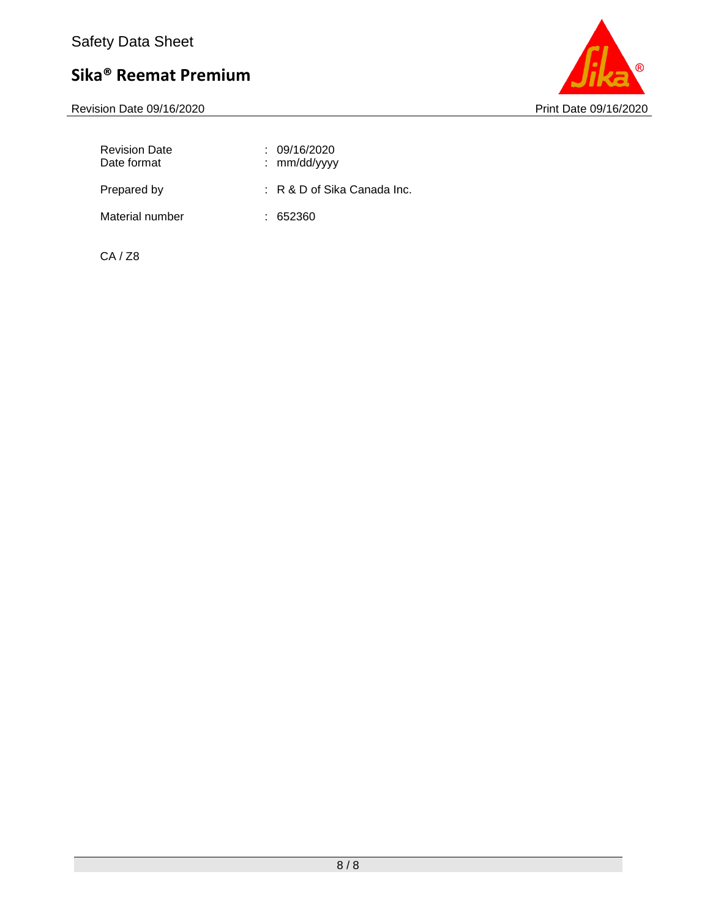| | |
|---|---|
| Revision Date | : 09/16/2020 |
| Date format | : mm/dd/yyyy |
| Prepared by | : R & D of Sika Canada Inc. |
| Material number | : 652360 |

CA / Z8